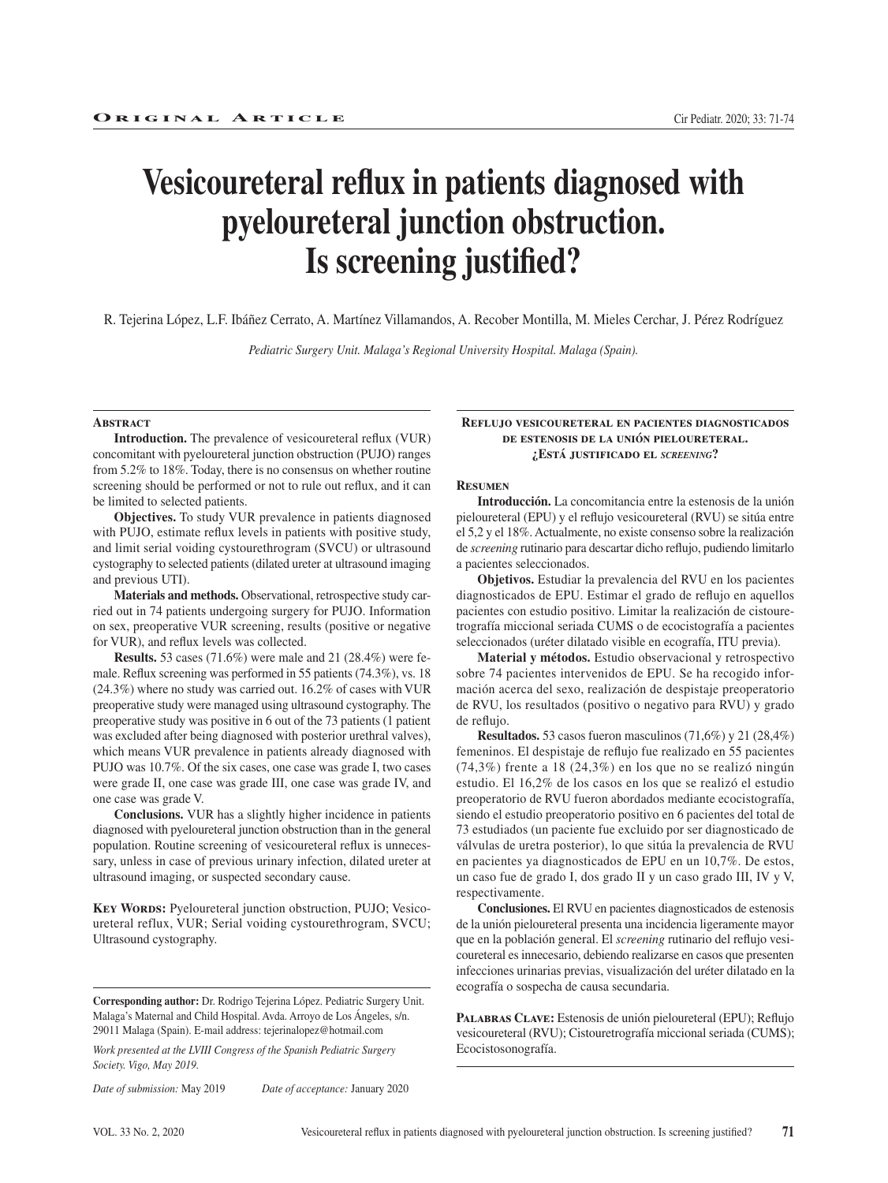ORIGINAL ARTICLE

# Vesicoureteral reflux in patients diagnosed with pyeloureteral junction obstruction. Is screening justified?

R. Tejerina López, L.F. Ibáñez Cerrato, A. Martínez Villamandos, A. Recober Montilla, M. Mieles Cerchar, J. Pérez Rodríguez

*Pediatric Surgery Unit. Malaga's Regional University Hospital. Malaga (Spain).*

## Abstract

**Introduction.** The prevalence of vesicoureteral reflux (VUR) concomitant with pyeloureteral junction obstruction (PUJO) ranges from 5.2% to 18%. Today, there is no consensus on whether routine screening should be performed or not to rule out reflux, and it can be limited to selected patients.

**Objectives.** To study VUR prevalence in patients diagnosed with PUJO, estimate reflux levels in patients with positive study, and limit serial voiding cystourethrogram (SVCU) or ultrasound cystography to selected patients (dilated ureter at ultrasound imaging and previous UTI).

**Materials and methods.** Observational, retrospective study carried out in 74 patients undergoing surgery for PUJO. Information on sex, preoperative VUR screening, results (positive or negative for VUR), and reflux levels was collected.

**Results.** 53 cases (71.6%) were male and 21 (28.4%) were female. Reflux screening was performed in 55 patients (74.3%), vs. 18 (24.3%) where no study was carried out. 16.2% of cases with VUR preoperative study were managed using ultrasound cystography. The preoperative study was positive in 6 out of the 73 patients (1 patient was excluded after being diagnosed with posterior urethral valves), which means VUR prevalence in patients already diagnosed with PUJO was 10.7%. Of the six cases, one case was grade I, two cases were grade II, one case was grade III, one case was grade IV, and one case was grade V.

**Conclusions.** VUR has a slightly higher incidence in patients diagnosed with pyeloureteral junction obstruction than in the general population. Routine screening of vesicoureteral reflux is unnecessary, unless in case of previous urinary infection, dilated ureter at ultrasound imaging, or suspected secondary cause.

**KEY WORDS:** Pyeloureteral junction obstruction, PUJO; Vesicoureteral reflux, VUR; Serial voiding cystourethrogram, SVCU; Ultrasound cystography.

### REFLUJO VESICOURETERAL EN PACIENTES DIAGNOSTICADOS DE ESTENOSIS DE LA UNIÓN PIELOURETERAL. ¿ESTÁ JUSTIFICADO EL *SCREENING*?

## Resumen

**Introducción.** La concomitancia entre la estenosis de la unión pieloureteral (EPU) y el reflujo vesicoureteral (RVU) se sitúa entre el 5,2 y el 18%. Actualmente, no existe consenso sobre la realización de *screening* rutinario para descartar dicho reflujo, pudiendo limitarlo a pacientes seleccionados.

**Objetivos.** Estudiar la prevalencia del RVU en los pacientes diagnosticados de EPU. Estimar el grado de reflujo en aquellos pacientes con estudio positivo. Limitar la realización de cistouretrografía miccional seriada CUMS o de ecocistografía a pacientes seleccionados (uréter dilatado visible en ecografía, ITU previa).

**Material y métodos.** Estudio observacional y retrospectivo sobre 74 pacientes intervenidos de EPU. Se ha recogido información acerca del sexo, realización de despistaje preoperatorio de RVU, los resultados (positivo o negativo para RVU) y grado de reflujo.

**Resultados.** 53 casos fueron masculinos (71,6%) y 21 (28,4%) femeninos. El despistaje de reflujo fue realizado en 55 pacientes (74,3%) frente a 18 (24,3%) en los que no se realizó ningún estudio. El 16,2% de los casos en los que se realizó el estudio preoperatorio de RVU fueron abordados mediante ecocistografía, siendo el estudio preoperatorio positivo en 6 pacientes del total de 73 estudiados (un paciente fue excluido por ser diagnosticado de válvulas de uretra posterior), lo que sitúa la prevalencia de RVU en pacientes ya diagnosticados de EPU en un 10,7%. De estos, un caso fue de grado I, dos grado II y un caso grado III, IV y V, respectivamente.

**Conclusiones.** El RVU en pacientes diagnosticados de estenosis de la unión pieloureteral presenta una incidencia ligeramente mayor que en la población general. El *screening* rutinario del reflujo vesicoureteral es innecesario, debiendo realizarse en casos que presenten infecciones urinarias previas, visualización del uréter dilatado en la ecografía o sospecha de causa secundaria.

**PALABRAS CLAVE:** Estenosis de unión pieloureteral (EPU); Reflujo vesicoureteral (RVU); Cistouretrografía miccional seriada (CUMS); Ecocistosonografía.

---

**Corresponding author:** Dr. Rodrigo Tejerina López. Pediatric Surgery Unit. Malaga's Maternal and Child Hospital. Avda. Arroyo de Los Ángeles, s/n. 29011 Malaga (Spain). E-mail address: tejerinalopez@hotmail.com

*Work presented at the LVIII Congress of the Spanish Pediatric Surgery Society. Vigo, May 2019.*

*Date of submission:* May 2019 *Date of acceptance:* January 2020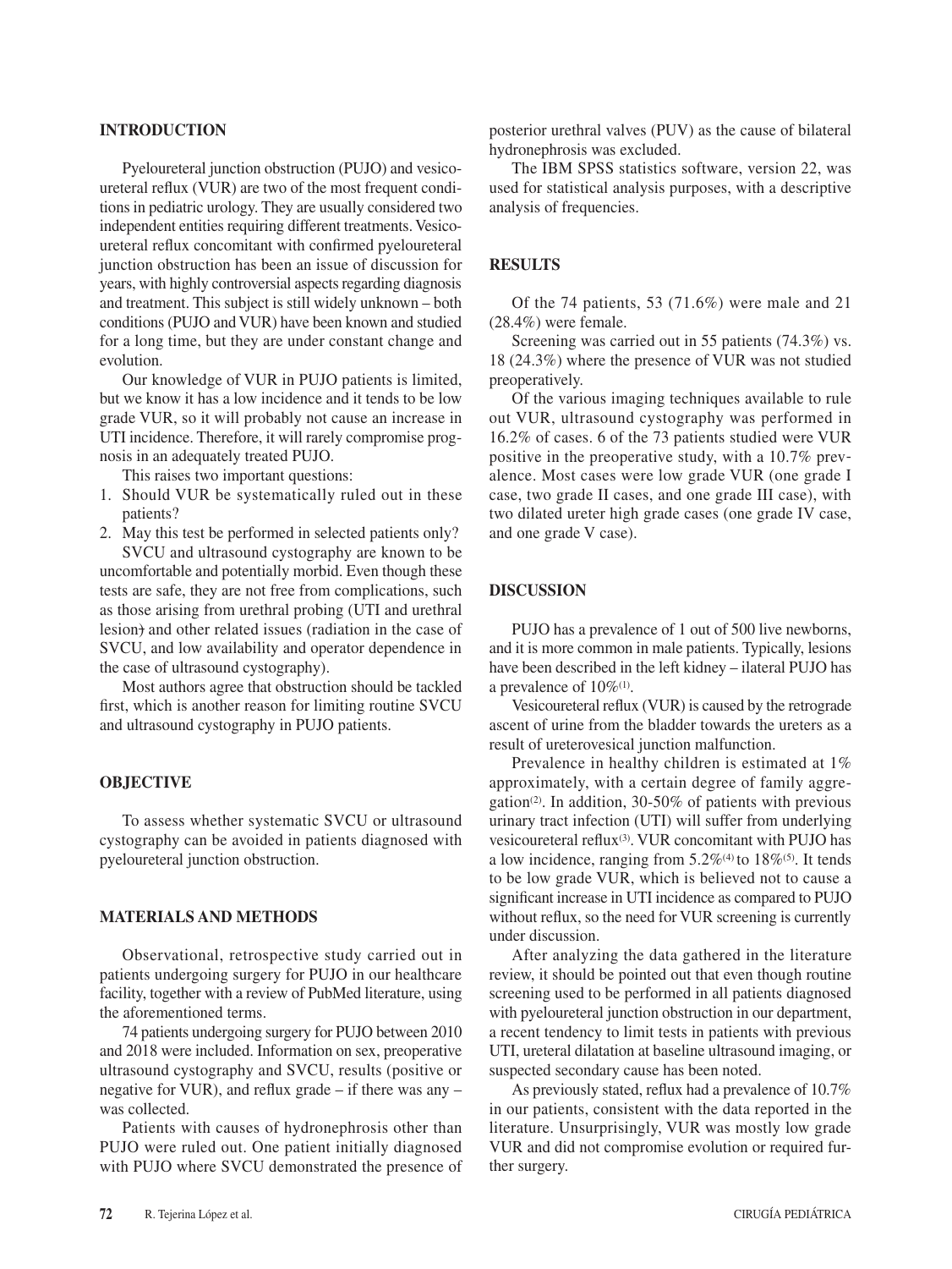## INTRODUCTION

Pyeloureteral junction obstruction (PUJO) and vesicoureteral reflux (VUR) are two of the most frequent conditions in pediatric urology. They are usually considered two independent entities requiring different treatments. Vesicoureteral reflux concomitant with confirmed pyeloureteral junction obstruction has been an issue of discussion for years, with highly controversial aspects regarding diagnosis and treatment. This subject is still widely unknown – both conditions (PUJO and VUR) have been known and studied for a long time, but they are under constant change and evolution.

Our knowledge of VUR in PUJO patients is limited, but we know it has a low incidence and it tends to be low grade VUR, so it will probably not cause an increase in UTI incidence. Therefore, it will rarely compromise prognosis in an adequately treated PUJO.

This raises two important questions:

1. Should VUR be systematically ruled out in these patients?
2. May this test be performed in selected patients only?

SVCU and ultrasound cystography are known to be uncomfortable and potentially morbid. Even though these tests are safe, they are not free from complications, such as those arising from urethral probing (UTI and urethral lesion) and other related issues (radiation in the case of SVCU, and low availability and operator dependence in the case of ultrasound cystography).

Most authors agree that obstruction should be tackled first, which is another reason for limiting routine SVCU and ultrasound cystography in PUJO patients.

## OBJECTIVE

To assess whether systematic SVCU or ultrasound cystography can be avoided in patients diagnosed with pyeloureteral junction obstruction.

## MATERIALS AND METHODS

Observational, retrospective study carried out in patients undergoing surgery for PUJO in our healthcare facility, together with a review of PubMed literature, using the aforementioned terms.

74 patients undergoing surgery for PUJO between 2010 and 2018 were included. Information on sex, preoperative ultrasound cystography and SVCU, results (positive or negative for VUR), and reflux grade – if there was any – was collected.

Patients with causes of hydronephrosis other than PUJO were ruled out. One patient initially diagnosed with PUJO where SVCU demonstrated the presence of posterior urethral valves (PUV) as the cause of bilateral hydronephrosis was excluded.

The IBM SPSS statistics software, version 22, was used for statistical analysis purposes, with a descriptive analysis of frequencies.

## RESULTS

Of the 74 patients, 53 (71.6%) were male and 21 (28.4%) were female.

Screening was carried out in 55 patients (74.3%) vs. 18 (24.3%) where the presence of VUR was not studied preoperatively.

Of the various imaging techniques available to rule out VUR, ultrasound cystography was performed in 16.2% of cases. 6 of the 73 patients studied were VUR positive in the preoperative study, with a 10.7% prevalence. Most cases were low grade VUR (one grade I case, two grade II cases, and one grade III case), with two dilated ureter high grade cases (one grade IV case, and one grade V case).

## DISCUSSION

PUJO has a prevalence of 1 out of 500 live newborns, and it is more common in male patients. Typically, lesions have been described in the left kidney – ilateral PUJO has a prevalence of 10%[1].

Vesicoureteral reflux (VUR) is caused by the retrograde ascent of urine from the bladder towards the ureters as a result of ureterovesical junction malfunction.

Prevalence in healthy children is estimated at 1% approximately, with a certain degree of family aggregation[2]. In addition, 30-50% of patients with previous urinary tract infection (UTI) will suffer from underlying vesicoureteral reflux[3]. VUR concomitant with PUJO has a low incidence, ranging from 5.2%[4] to 18%[5]. It tends to be low grade VUR, which is believed not to cause a significant increase in UTI incidence as compared to PUJO without reflux, so the need for VUR screening is currently under discussion.

After analyzing the data gathered in the literature review, it should be pointed out that even though routine screening used to be performed in all patients diagnosed with pyeloureteral junction obstruction in our department, a recent tendency to limit tests in patients with previous UTI, ureteral dilatation at baseline ultrasound imaging, or suspected secondary cause has been noted.

As previously stated, reflux had a prevalence of 10.7% in our patients, consistent with the data reported in the literature. Unsurprisingly, VUR was mostly low grade VUR and did not compromise evolution or required further surgery.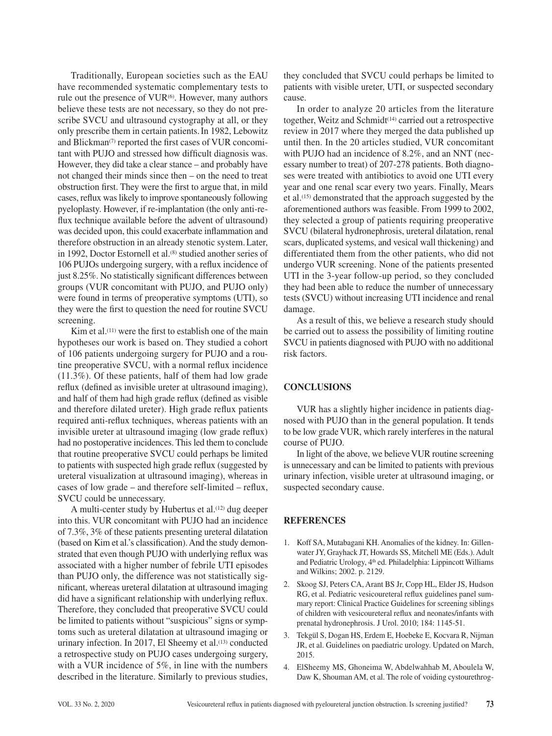Traditionally, European societies such as the EAU have recommended systematic complementary tests to rule out the presence of VUR[6]. However, many authors believe these tests are not necessary, so they do not prescribe SVCU and ultrasound cystography at all, or they only prescribe them in certain patients. In 1982, Lebowitz and Blickman[7] reported the first cases of VUR concomitant with PUJO and stressed how difficult diagnosis was. However, they did take a clear stance – and probably have not changed their minds since then – on the need to treat obstruction first. They were the first to argue that, in mild cases, reflux was likely to improve spontaneously following pyeloplasty. However, if re-implantation (the only anti-reflux technique available before the advent of ultrasound) was decided upon, this could exacerbate inflammation and therefore obstruction in an already stenotic system. Later, in 1992, Doctor Estornell et al.[8] studied another series of 106 PUJOs undergoing surgery, with a reflux incidence of just 8.25%. No statistically significant differences between groups (VUR concomitant with PUJO, and PUJO only) were found in terms of preoperative symptoms (UTI), so they were the first to question the need for routine SVCU screening.

Kim et al.[11] were the first to establish one of the main hypotheses our work is based on. They studied a cohort of 106 patients undergoing surgery for PUJO and a routine preoperative SVCU, with a normal reflux incidence (11.3%). Of these patients, half of them had low grade reflux (defined as invisible ureter at ultrasound imaging), and half of them had high grade reflux (defined as visible and therefore dilated ureter). High grade reflux patients required anti-reflux techniques, whereas patients with an invisible ureter at ultrasound imaging (low grade reflux) had no postoperative incidences. This led them to conclude that routine preoperative SVCU could perhaps be limited to patients with suspected high grade reflux (suggested by ureteral visualization at ultrasound imaging), whereas in cases of low grade – and therefore self-limited – reflux, SVCU could be unnecessary.

A multi-center study by Hubertus et al.[12] dug deeper into this. VUR concomitant with PUJO had an incidence of 7.3%, 3% of these patients presenting ureteral dilatation (based on Kim et al.'s classification). And the study demonstrated that even though PUJO with underlying reflux was associated with a higher number of febrile UTI episodes than PUJO only, the difference was not statistically significant, whereas ureteral dilatation at ultrasound imaging did have a significant relationship with underlying reflux. Therefore, they concluded that preoperative SVCU could be limited to patients without "suspicious" signs or symptoms such as ureteral dilatation at ultrasound imaging or urinary infection. In 2017, El Sheemy et al.[13] conducted a retrospective study on PUJO cases undergoing surgery, with a VUR incidence of 5%, in line with the numbers described in the literature. Similarly to previous studies, they concluded that SVCU could perhaps be limited to patients with visible ureter, UTI, or suspected secondary cause.

In order to analyze 20 articles from the literature together, Weitz and Schmidt[14] carried out a retrospective review in 2017 where they merged the data published up until then. In the 20 articles studied, VUR concomitant with PUJO had an incidence of 8.2%, and an NNT (necessary number to treat) of 207-278 patients. Both diagnoses were treated with antibiotics to avoid one UTI every year and one renal scar every two years. Finally, Mears et al.[15] demonstrated that the approach suggested by the aforementioned authors was feasible. From 1999 to 2002, they selected a group of patients requiring preoperative SVCU (bilateral hydronephrosis, ureteral dilatation, renal scars, duplicated systems, and vesical wall thickening) and differentiated them from the other patients, who did not undergo VUR screening. None of the patients presented UTI in the 3-year follow-up period, so they concluded they had been able to reduce the number of unnecessary tests (SVCU) without increasing UTI incidence and renal damage.

As a result of this, we believe a research study should be carried out to assess the possibility of limiting routine SVCU in patients diagnosed with PUJO with no additional risk factors.

## CONCLUSIONS

VUR has a slightly higher incidence in patients diagnosed with PUJO than in the general population. It tends to be low grade VUR, which rarely interferes in the natural course of PUJO.

In light of the above, we believe VUR routine screening is unnecessary and can be limited to patients with previous urinary infection, visible ureter at ultrasound imaging, or suspected secondary cause.

## REFERENCES

1. Koff SA, Mutabagani KH. Anomalies of the kidney. In: Gillenwater JY, Grayhack JT, Howards SS, Mitchell ME (Eds.). Adult and Pediatric Urology, 4th ed. Philadelphia: Lippincott Williams and Wilkins; 2002. p. 2129.
2. Skoog SJ, Peters CA, Arant BS Jr, Copp HL, Elder JS, Hudson RG, et al. Pediatric vesicoureteral reflux guidelines panel summary report: Clinical Practice Guidelines for screening siblings of children with vesicoureteral reflux and neonates/infants with prenatal hydronephrosis. J Urol. 2010; 184: 1145-51.
3. Tekgül S, Dogan HS, Erdem E, Hoebeke E, Kocvara R, Nijman JR, et al. Guidelines on paediatric urology. Updated on March, 2015.
4. ElSheemy MS, Ghoneima W, Abdelwahhab M, Aboulela W, Daw K, Shouman AM, et al. The role of voiding cystourethrog-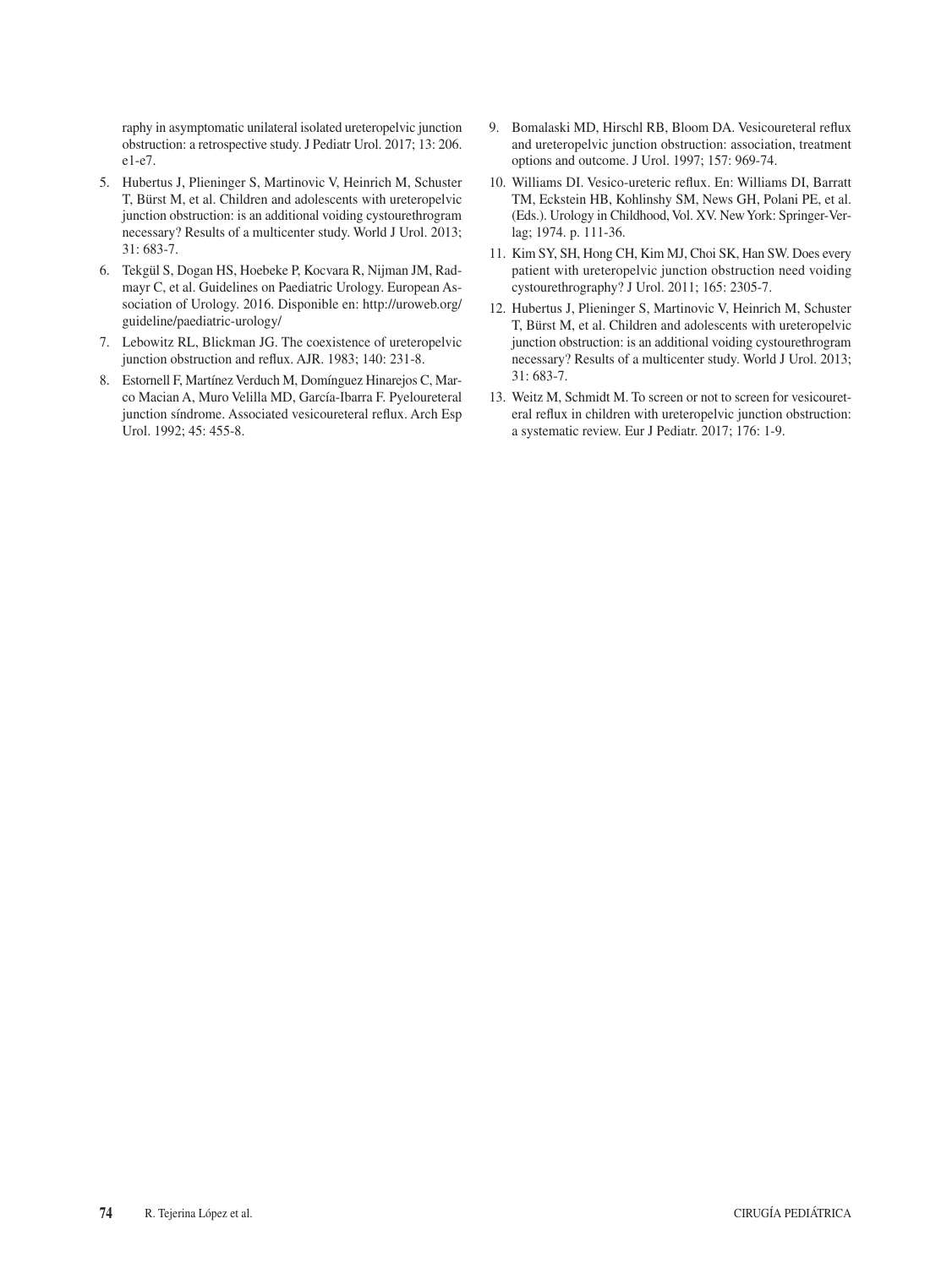raphy in asymptomatic unilateral isolated ureteropelvic junction obstruction: a retrospective study. J Pediatr Urol. 2017; 13: 206. e1-e7.

5. Hubertus J, Plieninger S, Martinovic V, Heinrich M, Schuster T, Bürst M, et al. Children and adolescents with ureteropelvic junction obstruction: is an additional voiding cystourethrogram necessary? Results of a multicenter study. World J Urol. 2013; 31: 683-7.
6. Tekgül S, Dogan HS, Hoebeke P, Kocvara R, Nijman JM, Radmayr C, et al. Guidelines on Paediatric Urology. European Association of Urology. 2016. Disponible en: http://uroweb.org/guideline/paediatric-urology/
7. Lebowitz RL, Blickman JG. The coexistence of ureteropelvic junction obstruction and reflux. AJR. 1983; 140: 231-8.
8. Estornell F, Martínez Verduch M, Domínguez Hinarejos C, Marco Macian A, Muro Velilla MD, García-Ibarra F. Pyeloureteral junction síndrome. Associated vesicoureteral reflux. Arch Esp Urol. 1992; 45: 455-8.
9. Bomalaski MD, Hirschl RB, Bloom DA. Vesicoureteral reflux and ureteropelvic junction obstruction: association, treatment options and outcome. J Urol. 1997; 157: 969-74.
10. Williams DI. Vesico-ureteric reflux. En: Williams DI, Barratt TM, Eckstein HB, Kohlinshy SM, News GH, Polani PE, et al. (Eds.). Urology in Childhood, Vol. XV. New York: Springer-Verlag; 1974. p. 111-36.
11. Kim SY, SH, Hong CH, Kim MJ, Choi SK, Han SW. Does every patient with ureteropelvic junction obstruction need voiding cystourethrography? J Urol. 2011; 165: 2305-7.
12. Hubertus J, Plieninger S, Martinovic V, Heinrich M, Schuster T, Bürst M, et al. Children and adolescents with ureteropelvic junction obstruction: is an additional voiding cystourethrogram necessary? Results of a multicenter study. World J Urol. 2013; 31: 683-7.
13. Weitz M, Schmidt M. To screen or not to screen for vesicoureteral reflux in children with ureteropelvic junction obstruction: a systematic review. Eur J Pediatr. 2017; 176: 1-9.